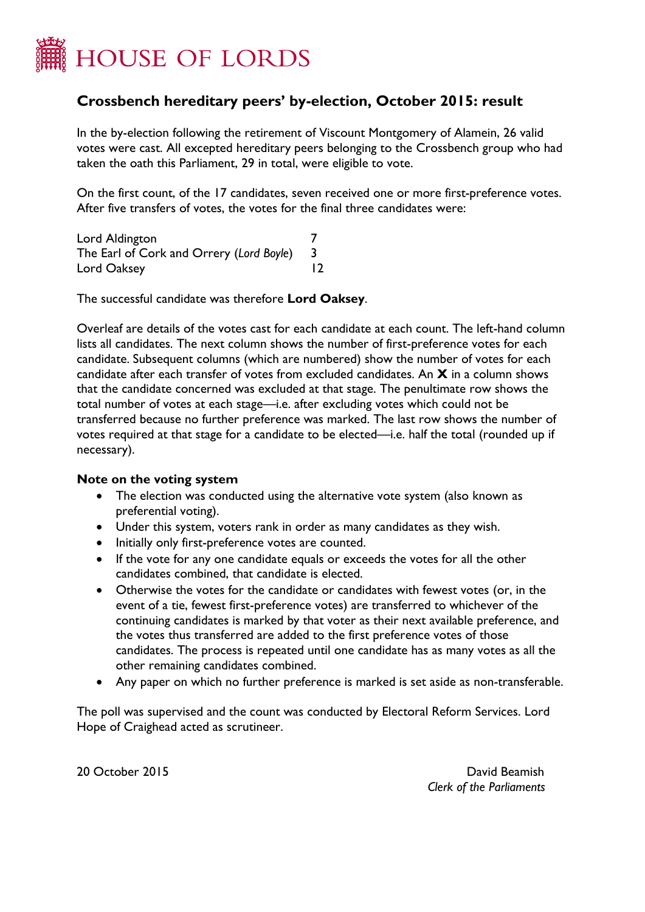# HOUSE OF LORDS

## Crossbench hereditary peers' by-election, October 2015: result

In the by-election following the retirement of Viscount Montgomery of Alamein, 26 valid votes were cast. All excepted hereditary peers belonging to the Crossbench group who had taken the oath this Parliament, 29 in total, were eligible to vote.

On the first count, of the 17 candidates, seven received one or more first-preference votes. After five transfers of votes, the votes for the final three candidates were:

| | |
|---|---|
| Lord Aldington | 7 |
| The Earl of Cork and Orrery (*Lord Boyle*) | 3 |
| Lord Oaksey | 12 |

The successful candidate was therefore **Lord Oaksey**.

Overleaf are details of the votes cast for each candidate at each count. The left-hand column lists all candidates. The next column shows the number of first-preference votes for each candidate. Subsequent columns (which are numbered) show the number of votes for each candidate after each transfer of votes from excluded candidates. An **X** in a column shows that the candidate concerned was excluded at that stage. The penultimate row shows the total number of votes at each stage—i.e. after excluding votes which could not be transferred because no further preference was marked. The last row shows the number of votes required at that stage for a candidate to be elected—i.e. half the total (rounded up if necessary).

### Note on the voting system

- The election was conducted using the alternative vote system (also known as preferential voting).
- Under this system, voters rank in order as many candidates as they wish.
- Initially only first-preference votes are counted.
- If the vote for any one candidate equals or exceeds the votes for all the other candidates combined, that candidate is elected.
- Otherwise the votes for the candidate or candidates with fewest votes (or, in the event of a tie, fewest first-preference votes) are transferred to whichever of the continuing candidates is marked by that voter as their next available preference, and the votes thus transferred are added to the first preference votes of those candidates. The process is repeated until one candidate has as many votes as all the other remaining candidates combined.
- Any paper on which no further preference is marked is set aside as non-transferable.

The poll was supervised and the count was conducted by Electoral Reform Services. Lord Hope of Craighead acted as scrutineer.

20 October 2015

David Beamish
*Clerk of the Parliaments*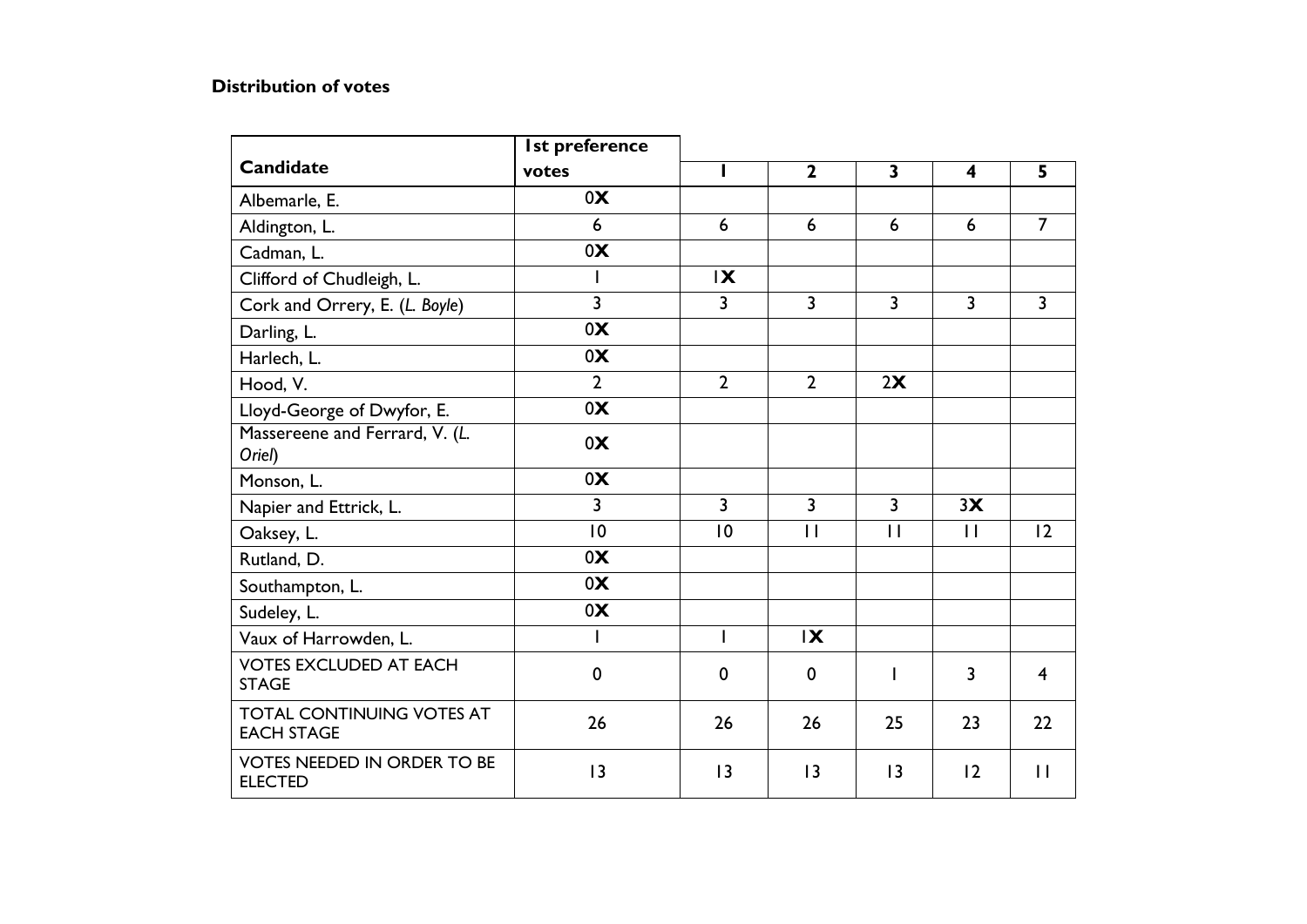**Distribution of votes**

| Candidate | 1st preference votes | 1 | 2 | 3 | 4 | 5 |
|---|---|---|---|---|---|---|
| Albemarle, E. | 0**X** | | | | | |
| Aldington, L. | 6 | 6 | 6 | 6 | 6 | 7 |
| Cadman, L. | 0**X** | | | | | |
| Clifford of Chudleigh, L. | 1 | 1**X** | | | | |
| Cork and Orrery, E. (*L. Boyle*) | 3 | 3 | 3 | 3 | 3 | 3 |
| Darling, L. | 0**X** | | | | | |
| Harlech, L. | 0**X** | | | | | |
| Hood, V. | 2 | 2 | 2 | 2**X** | | |
| Lloyd-George of Dwyfor, E. | 0**X** | | | | | |
| Massereene and Ferrard, V. (*L. Oriel*) | 0**X** | | | | | |
| Monson, L. | 0**X** | | | | | |
| Napier and Ettrick, L. | 3 | 3 | 3 | 3 | 3**X** | |
| Oaksey, L. | 10 | 10 | 11 | 11 | 11 | 12 |
| Rutland, D. | 0**X** | | | | | |
| Southampton, L. | 0**X** | | | | | |
| Sudeley, L. | 0**X** | | | | | |
| Vaux of Harrowden, L. | 1 | 1 | 1**X** | | | |
| VOTES EXCLUDED AT EACH STAGE | 0 | 0 | 0 | 1 | 3 | 4 |
| TOTAL CONTINUING VOTES AT EACH STAGE | 26 | 26 | 26 | 25 | 23 | 22 |
| VOTES NEEDED IN ORDER TO BE ELECTED | 13 | 13 | 13 | 13 | 12 | 11 |